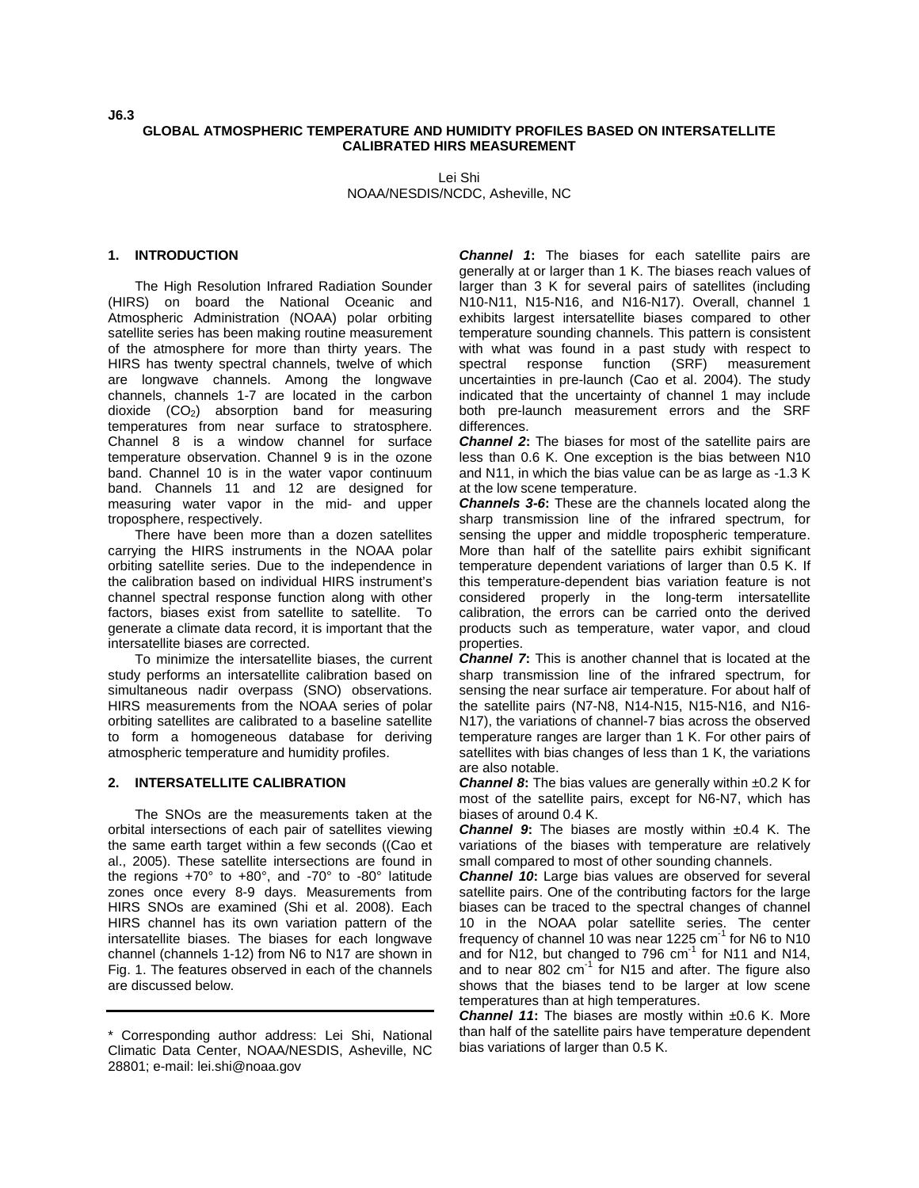J6.3

# GLOBAL ATMOSPHERIC TEMPERATURE AND HUMIDITY PROFILES BASED ON INTERSATELLITE CALIBRATED HIRS MEASUREMENT

Lei Shi
NOAA/NESDIS/NCDC, Asheville, NC

## 1. INTRODUCTION

The High Resolution Infrared Radiation Sounder (HIRS) on board the National Oceanic and Atmospheric Administration (NOAA) polar orbiting satellite series has been making routine measurement of the atmosphere for more than thirty years. The HIRS has twenty spectral channels, twelve of which are longwave channels. Among the longwave channels, channels 1-7 are located in the carbon dioxide ($CO_2$) absorption band for measuring temperatures from near surface to stratosphere. Channel 8 is a window channel for surface temperature observation. Channel 9 is in the ozone band. Channel 10 is in the water vapor continuum band. Channels 11 and 12 are designed for measuring water vapor in the mid- and upper troposphere, respectively.

There have been more than a dozen satellites carrying the HIRS instruments in the NOAA polar orbiting satellite series. Due to the independence in the calibration based on individual HIRS instrument's channel spectral response function along with other factors, biases exist from satellite to satellite. To generate a climate data record, it is important that the intersatellite biases are corrected.

To minimize the intersatellite biases, the current study performs an intersatellite calibration based on simultaneous nadir overpass (SNO) observations. HIRS measurements from the NOAA series of polar orbiting satellites are calibrated to a baseline satellite to form a homogeneous database for deriving atmospheric temperature and humidity profiles.

## 2. INTERSATELLITE CALIBRATION

The SNOs are the measurements taken at the orbital intersections of each pair of satellites viewing the same earth target within a few seconds ((Cao et al., 2005). These satellite intersections are found in the regions +70° to +80°, and -70° to -80° latitude zones once every 8-9 days. Measurements from HIRS SNOs are examined (Shi et al. 2008). Each HIRS channel has its own variation pattern of the intersatellite biases. The biases for each longwave channel (channels 1-12) from N6 to N17 are shown in Fig. 1. The features observed in each of the channels are discussed below.

***Channel 1*:** The biases for each satellite pairs are generally at or larger than 1 K. The biases reach values of larger than 3 K for several pairs of satellites (including N10-N11, N15-N16, and N16-N17). Overall, channel 1 exhibits largest intersatellite biases compared to other temperature sounding channels. This pattern is consistent with what was found in a past study with respect to spectral response function (SRF) measurement uncertainties in pre-launch (Cao et al. 2004). The study indicated that the uncertainty of channel 1 may include both pre-launch measurement errors and the SRF differences.

***Channel 2*:** The biases for most of the satellite pairs are less than 0.6 K. One exception is the bias between N10 and N11, in which the bias value can be as large as -1.3 K at the low scene temperature.

***Channels 3-6*:** These are the channels located along the sharp transmission line of the infrared spectrum, for sensing the upper and middle tropospheric temperature. More than half of the satellite pairs exhibit significant temperature dependent variations of larger than 0.5 K. If this temperature-dependent bias variation feature is not considered properly in the long-term intersatellite calibration, the errors can be carried onto the derived products such as temperature, water vapor, and cloud properties.

***Channel 7*:** This is another channel that is located at the sharp transmission line of the infrared spectrum, for sensing the near surface air temperature. For about half of the satellite pairs (N7-N8, N14-N15, N15-N16, and N16-N17), the variations of channel-7 bias across the observed temperature ranges are larger than 1 K. For other pairs of satellites with bias changes of less than 1 K, the variations are also notable.

***Channel 8*:** The bias values are generally within ±0.2 K for most of the satellite pairs, except for N6-N7, which has biases of around 0.4 K.

***Channel 9*:** The biases are mostly within ±0.4 K. The variations of the biases with temperature are relatively small compared to most of other sounding channels.

***Channel 10*:** Large bias values are observed for several satellite pairs. One of the contributing factors for the large biases can be traced to the spectral changes of channel 10 in the NOAA polar satellite series. The center frequency of channel 10 was near 1225 $cm^{-1}$ for N6 to N10 and for N12, but changed to 796 $cm^{-1}$ for N11 and N14, and to near 802 $cm^{-1}$ for N15 and after. The figure also shows that the biases tend to be larger at low scene temperatures than at high temperatures.

***Channel 11*:** The biases are mostly within ±0.6 K. More than half of the satellite pairs have temperature dependent bias variations of larger than 0.5 K.

---

\* Corresponding author address: Lei Shi, National Climatic Data Center, NOAA/NESDIS, Asheville, NC 28801; e-mail: lei.shi@noaa.gov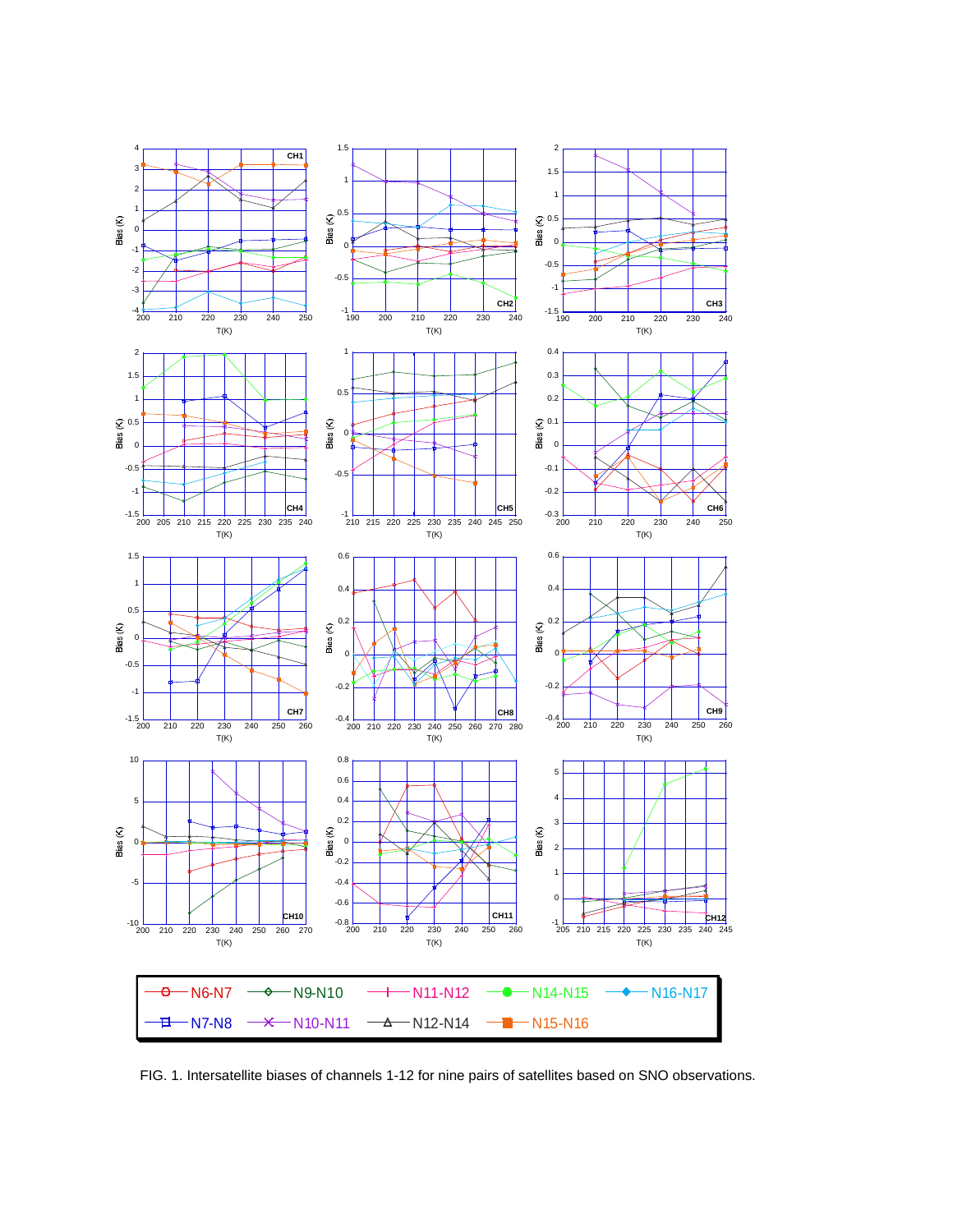FIG. 1. Intersatellite biases of channels 1-12 for nine pairs of satellites based on SNO observations.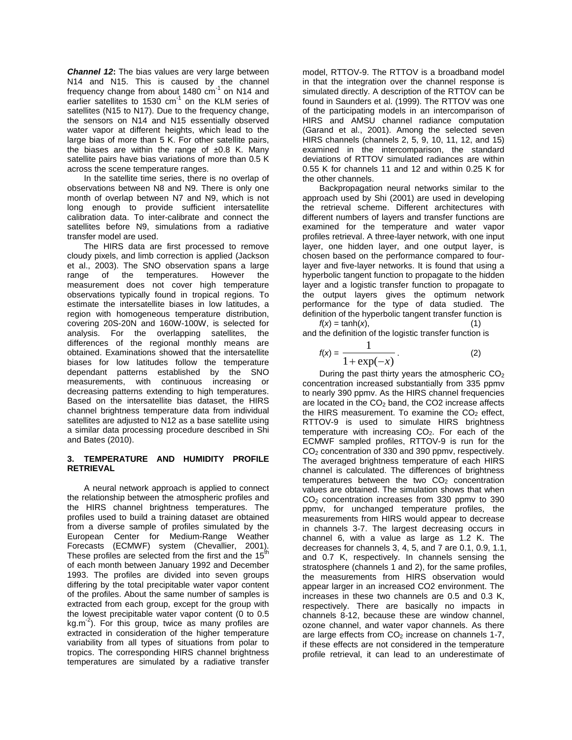***Channel 12*:** The bias values are very large between N14 and N15. This is caused by the channel frequency change from about 1480 $cm^{-1}$ on N14 and earlier satellites to 1530 $cm^{-1}$ on the KLM series of satellites (N15 to N17). Due to the frequency change, the sensors on N14 and N15 essentially observed water vapor at different heights, which lead to the large bias of more than 5 K. For other satellite pairs, the biases are within the range of ±0.8 K. Many satellite pairs have bias variations of more than 0.5 K across the scene temperature ranges.

In the satellite time series, there is no overlap of observations between N8 and N9. There is only one month of overlap between N7 and N9, which is not long enough to provide sufficient intersatellite calibration data. To inter-calibrate and connect the satellites before N9, simulations from a radiative transfer model are used.

The HIRS data are first processed to remove cloudy pixels, and limb correction is applied (Jackson et al., 2003). The SNO observation spans a large range of the temperatures. However the measurement does not cover high temperature observations typically found in tropical regions. To estimate the intersatellite biases in low latitudes, a region with homogeneous temperature distribution, covering 20S-20N and 160W-100W, is selected for analysis. For the overlapping satellites, the differences of the regional monthly means are obtained. Examinations showed that the intersatellite biases for low latitudes follow the temperature dependant patterns established by the SNO measurements, with continuous increasing or decreasing patterns extending to high temperatures. Based on the intersatellite bias dataset, the HIRS channel brightness temperature data from individual satellites are adjusted to N12 as a base satellite using a similar data processing procedure described in Shi and Bates (2010).

## 3. TEMPERATURE AND HUMIDITY PROFILE RETRIEVAL

A neural network approach is applied to connect the relationship between the atmospheric profiles and the HIRS channel brightness temperatures. The profiles used to build a training dataset are obtained from a diverse sample of profiles simulated by the European Center for Medium-Range Weather Forecasts (ECMWF) system (Chevallier, 2001). These profiles are selected from the first and the 15th of each month between January 1992 and December 1993. The profiles are divided into seven groups differing by the total precipitable water vapor content of the profiles. About the same number of samples is extracted from each group, except for the group with the lowest precipitable water vapor content (0 to 0.5 $kg.m^{-2}$). For this group, twice as many profiles are extracted in consideration of the higher temperature variability from all types of situations from polar to tropics. The corresponding HIRS channel brightness temperatures are simulated by a radiative transfer model, RTTOV-9. The RTTOV is a broadband model in that the integration over the channel response is simulated directly. A description of the RTTOV can be found in Saunders et al. (1999). The RTTOV was one of the participating models in an intercomparison of HIRS and AMSU channel radiance computation (Garand et al., 2001). Among the selected seven HIRS channels (channels 2, 5, 9, 10, 11, 12, and 15) examined in the intercomparison, the standard deviations of RTTOV simulated radiances are within 0.55 K for channels 11 and 12 and within 0.25 K for the other channels.

Backpropagation neural networks similar to the approach used by Shi (2001) are used in developing the retrieval scheme. Different architectures with different numbers of layers and transfer functions are examined for the temperature and water vapor profiles retrieval. A three-layer network, with one input layer, one hidden layer, and one output layer, is chosen based on the performance compared to four-layer and five-layer networks. It is found that using a hyperbolic tangent function to propagate to the hidden layer and a logistic transfer function to propagate to the output layers gives the optimum network performance for the type of data studied. The definition of the hyperbolic tangent transfer function is

$$f(x) = \tanh(x), \qquad (1)$$

and the definition of the logistic transfer function is

$$f(x) = \frac{1}{1+\exp(-x)}. \qquad (2)$$

During the past thirty years the atmospheric $CO_2$ concentration increased substantially from 335 ppmv to nearly 390 ppmv. As the HIRS channel frequencies are located in the $CO_2$ band, the CO2 increase affects the HIRS measurement. To examine the $CO_2$ effect, RTTOV-9 is used to simulate HIRS brightness temperature with increasing $CO_2$. For each of the ECMWF sampled profiles, RTTOV-9 is run for the $CO_2$ concentration of 330 and 390 ppmv, respectively. The averaged brightness temperature of each HIRS channel is calculated. The differences of brightness temperatures between the two $CO_2$ concentration values are obtained. The simulation shows that when $CO_2$ concentration increases from 330 ppmv to 390 ppmv, for unchanged temperature profiles, the measurements from HIRS would appear to decrease in channels 3-7. The largest decreasing occurs in channel 6, with a value as large as 1.2 K. The decreases for channels 3, 4, 5, and 7 are 0.1, 0.9, 1.1, and 0.7 K, respectively. In channels sensing the stratosphere (channels 1 and 2), for the same profiles, the measurements from HIRS observation would appear larger in an increased CO2 environment. The increases in these two channels are 0.5 and 0.3 K, respectively. There are basically no impacts in channels 8-12, because these are window channel, ozone channel, and water vapor channels. As there are large effects from $CO_2$ increase on channels 1-7, if these effects are not considered in the temperature profile retrieval, it can lead to an underestimate of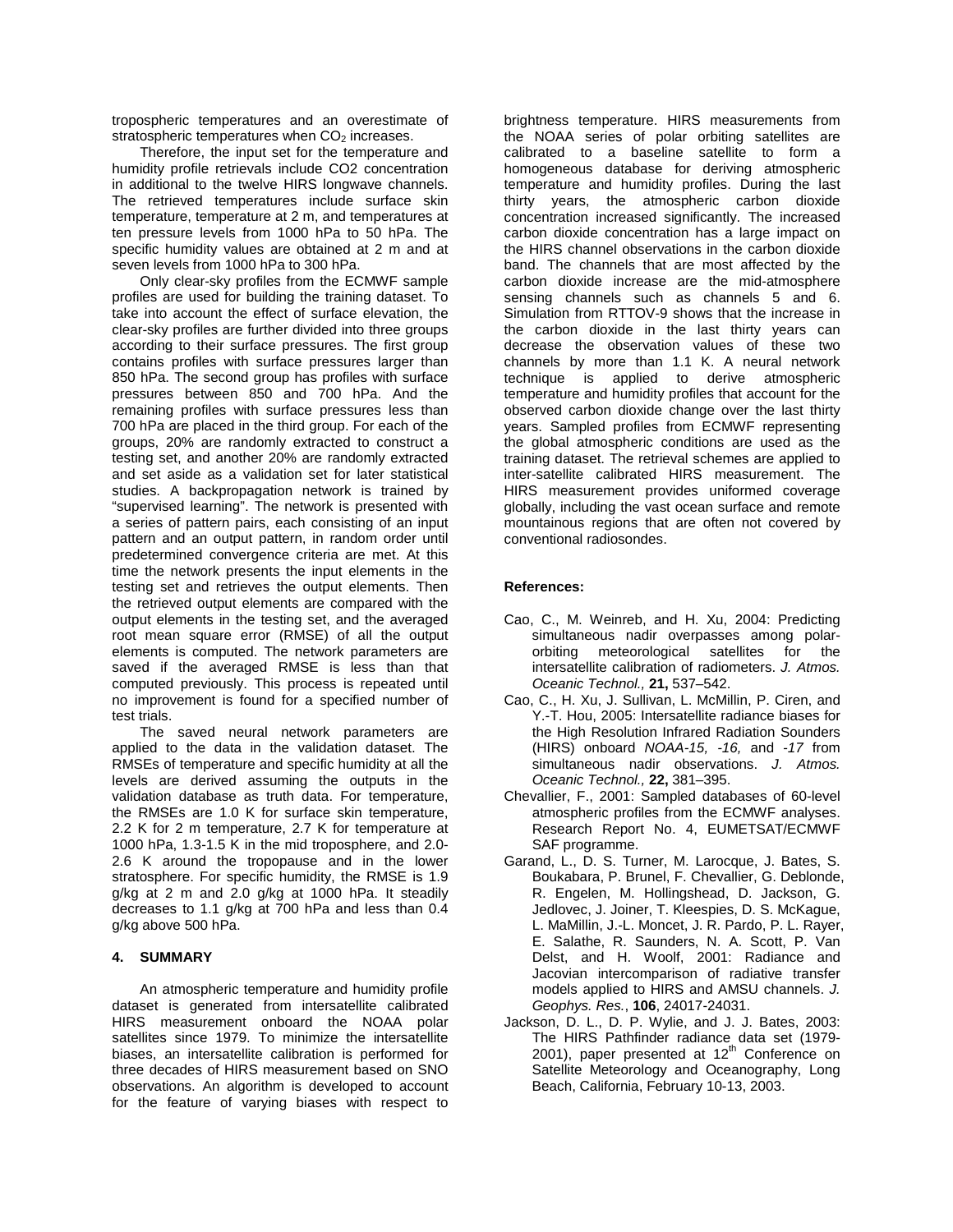tropospheric temperatures and an overestimate of stratospheric temperatures when $CO_2$ increases.

Therefore, the input set for the temperature and humidity profile retrievals include CO2 concentration in additional to the twelve HIRS longwave channels. The retrieved temperatures include surface skin temperature, temperature at 2 m, and temperatures at ten pressure levels from 1000 hPa to 50 hPa. The specific humidity values are obtained at 2 m and at seven levels from 1000 hPa to 300 hPa.

Only clear-sky profiles from the ECMWF sample profiles are used for building the training dataset. To take into account the effect of surface elevation, the clear-sky profiles are further divided into three groups according to their surface pressures. The first group contains profiles with surface pressures larger than 850 hPa. The second group has profiles with surface pressures between 850 and 700 hPa. And the remaining profiles with surface pressures less than 700 hPa are placed in the third group. For each of the groups, 20% are randomly extracted to construct a testing set, and another 20% are randomly extracted and set aside as a validation set for later statistical studies. A backpropagation network is trained by "supervised learning". The network is presented with a series of pattern pairs, each consisting of an input pattern and an output pattern, in random order until predetermined convergence criteria are met. At this time the network presents the input elements in the testing set and retrieves the output elements. Then the retrieved output elements are compared with the output elements in the testing set, and the averaged root mean square error (RMSE) of all the output elements is computed. The network parameters are saved if the averaged RMSE is less than that computed previously. This process is repeated until no improvement is found for a specified number of test trials.

The saved neural network parameters are applied to the data in the validation dataset. The RMSEs of temperature and specific humidity at all the levels are derived assuming the outputs in the validation database as truth data. For temperature, the RMSEs are 1.0 K for surface skin temperature, 2.2 K for 2 m temperature, 2.7 K for temperature at 1000 hPa, 1.3-1.5 K in the mid troposphere, and 2.0-2.6 K around the tropopause and in the lower stratosphere. For specific humidity, the RMSE is 1.9 g/kg at 2 m and 2.0 g/kg at 1000 hPa. It steadily decreases to 1.1 g/kg at 700 hPa and less than 0.4 g/kg above 500 hPa.

## 4. SUMMARY

An atmospheric temperature and humidity profile dataset is generated from intersatellite calibrated HIRS measurement onboard the NOAA polar satellites since 1979. To minimize the intersatellite biases, an intersatellite calibration is performed for three decades of HIRS measurement based on SNO observations. An algorithm is developed to account for the feature of varying biases with respect to brightness temperature. HIRS measurements from the NOAA series of polar orbiting satellites are calibrated to a baseline satellite to form a homogeneous database for deriving atmospheric temperature and humidity profiles. During the last thirty years, the atmospheric carbon dioxide concentration increased significantly. The increased carbon dioxide concentration has a large impact on the HIRS channel observations in the carbon dioxide band. The channels that are most affected by the carbon dioxide increase are the mid-atmosphere sensing channels such as channels 5 and 6. Simulation from RTTOV-9 shows that the increase in the carbon dioxide in the last thirty years can decrease the observation values of these two channels by more than 1.1 K. A neural network technique is applied to derive atmospheric temperature and humidity profiles that account for the observed carbon dioxide change over the last thirty years. Sampled profiles from ECMWF representing the global atmospheric conditions are used as the training dataset. The retrieval schemes are applied to inter-satellite calibrated HIRS measurement. The HIRS measurement provides uniformed coverage globally, including the vast ocean surface and remote mountainous regions that are often not covered by conventional radiosondes.

**References:**

Cao, C., M. Weinreb, and H. Xu, 2004: Predicting simultaneous nadir overpasses among polar-orbiting meteorological satellites for the intersatellite calibration of radiometers. *J. Atmos. Oceanic Technol.,* **21,** 537–542.

Cao, C., H. Xu, J. Sullivan, L. McMillin, P. Ciren, and Y.-T. Hou, 2005: Intersatellite radiance biases for the High Resolution Infrared Radiation Sounders (HIRS) onboard *NOAA-15, -16,* and *-17* from simultaneous nadir observations. *J. Atmos. Oceanic Technol.,* **22,** 381–395.

Chevallier, F., 2001: Sampled databases of 60-level atmospheric profiles from the ECMWF analyses. Research Report No. 4, EUMETSAT/ECMWF SAF programme.

Garand, L., D. S. Turner, M. Larocque, J. Bates, S. Boukabara, P. Brunel, F. Chevallier, G. Deblonde, R. Engelen, M. Hollingshead, D. Jackson, G. Jedlovec, J. Joiner, T. Kleespies, D. S. McKague, L. MaMillin, J.-L. Moncet, J. R. Pardo, P. L. Rayer, E. Salathe, R. Saunders, N. A. Scott, P. Van Delst, and H. Woolf, 2001: Radiance and Jacovian intercomparison of radiative transfer models applied to HIRS and AMSU channels. *J. Geophys. Res.*, **106**, 24017-24031.

Jackson, D. L., D. P. Wylie, and J. J. Bates, 2003: The HIRS Pathfinder radiance data set (1979-2001), paper presented at 12th Conference on Satellite Meteorology and Oceanography, Long Beach, California, February 10-13, 2003.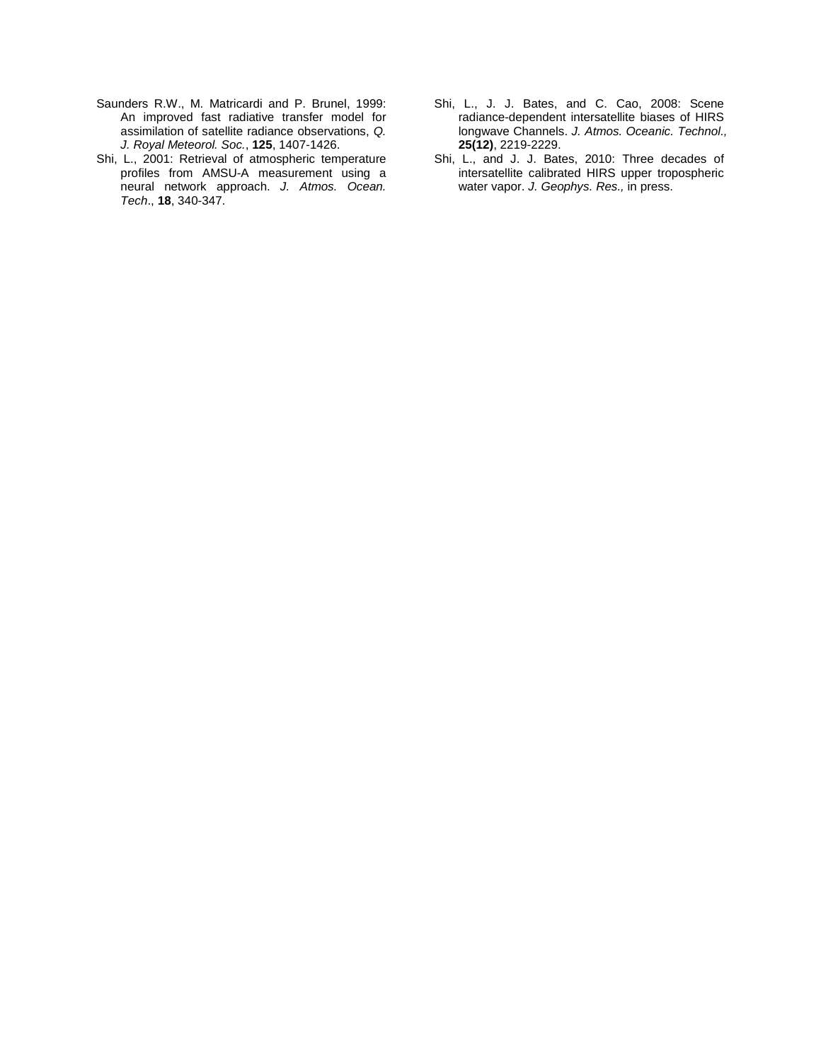Saunders R.W., M. Matricardi and P. Brunel, 1999: An improved fast radiative transfer model for assimilation of satellite radiance observations, *Q. J. Royal Meteorol. Soc.*, **125**, 1407-1426.

Shi, L., 2001: Retrieval of atmospheric temperature profiles from AMSU-A measurement using a neural network approach. *J. Atmos. Ocean. Tech*., **18**, 340-347.

Shi, L., J. J. Bates, and C. Cao, 2008: Scene radiance-dependent intersatellite biases of HIRS longwave Channels. *J. Atmos. Oceanic. Technol.,* **25(12)**, 2219-2229.

Shi, L., and J. J. Bates, 2010: Three decades of intersatellite calibrated HIRS upper tropospheric water vapor. *J. Geophys. Res.,* in press.